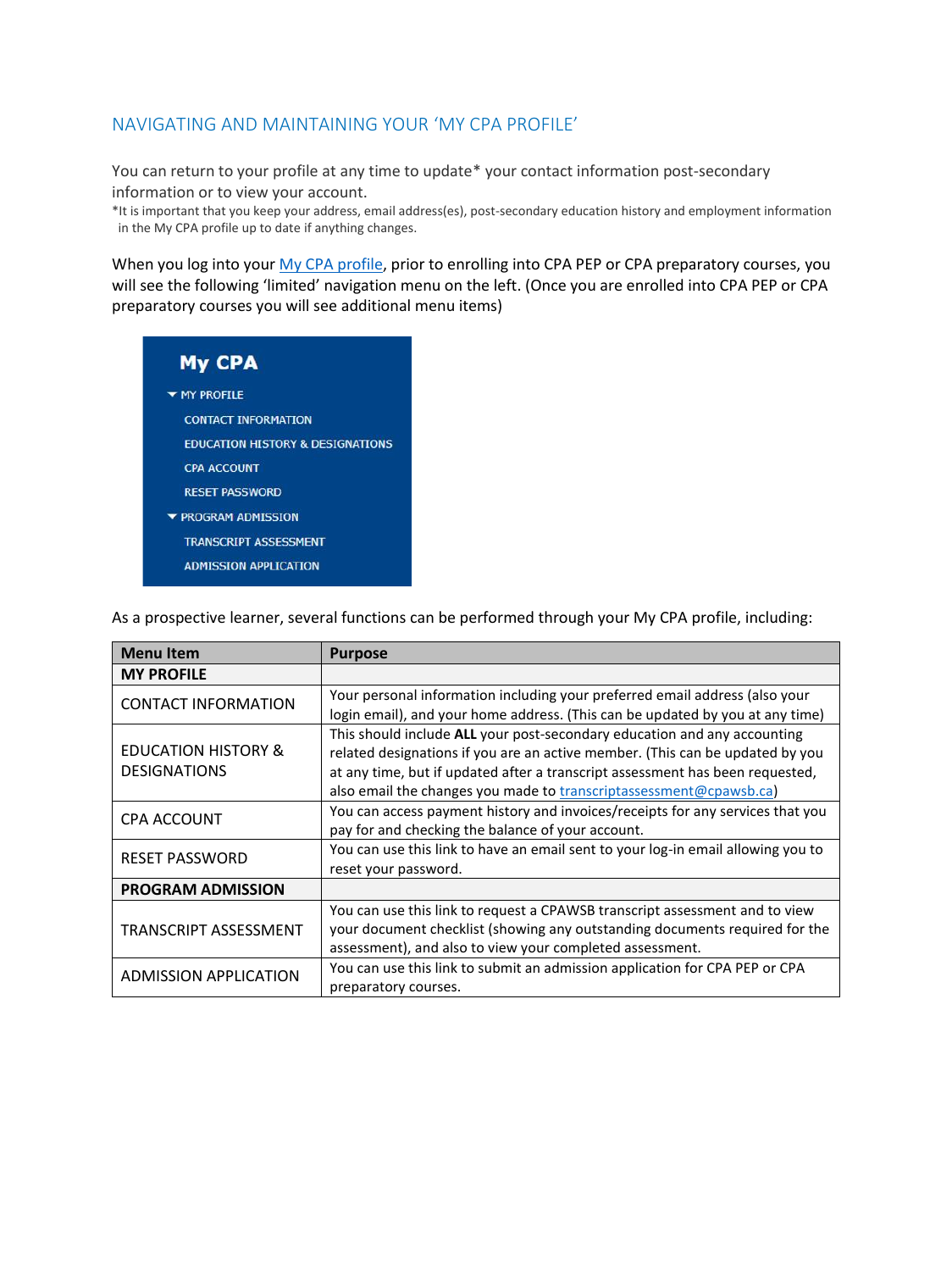## NAVIGATING AND MAINTAINING YOUR 'MY CPA PROFILE'

You can return to your profile at any time to update* your contact information post-secondary information or to view your account.

*It is important that you keep your address, email address(es), post-secondary education history and employment information in the My CPA profile up to date if anything changes.

When you log into your [My CPA profile](), prior to enrolling into CPA PEP or CPA preparatory courses, you will see the following 'limited' navigation menu on the left. (Once you are enrolled into CPA PEP or CPA preparatory courses you will see additional menu items)

**My CPA**

- MY PROFILE
  - CONTACT INFORMATION
  - EDUCATION HISTORY & DESIGNATIONS
  - CPA ACCOUNT
  - RESET PASSWORD
- PROGRAM ADMISSION
  - TRANSCRIPT ASSESSMENT
  - ADMISSION APPLICATION

As a prospective learner, several functions can be performed through your My CPA profile, including:

| Menu Item | Purpose |
| --- | --- |
| **MY PROFILE** | |
| CONTACT INFORMATION | Your personal information including your preferred email address (also your login email), and your home address. (This can be updated by you at any time) |
| EDUCATION HISTORY & DESIGNATIONS | This should include **ALL** your post-secondary education and any accounting related designations if you are an active member. (This can be updated by you at any time, but if updated after a transcript assessment has been requested, also email the changes you made to transcriptassessment@cpawsb.ca) |
| CPA ACCOUNT | You can access payment history and invoices/receipts for any services that you pay for and checking the balance of your account. |
| RESET PASSWORD | You can use this link to have an email sent to your log-in email allowing you to reset your password. |
| **PROGRAM ADMISSION** | |
| TRANSCRIPT ASSESSMENT | You can use this link to request a CPAWSB transcript assessment and to view your document checklist (showing any outstanding documents required for the assessment), and also to view your completed assessment. |
| ADMISSION APPLICATION | You can use this link to submit an admission application for CPA PEP or CPA preparatory courses. |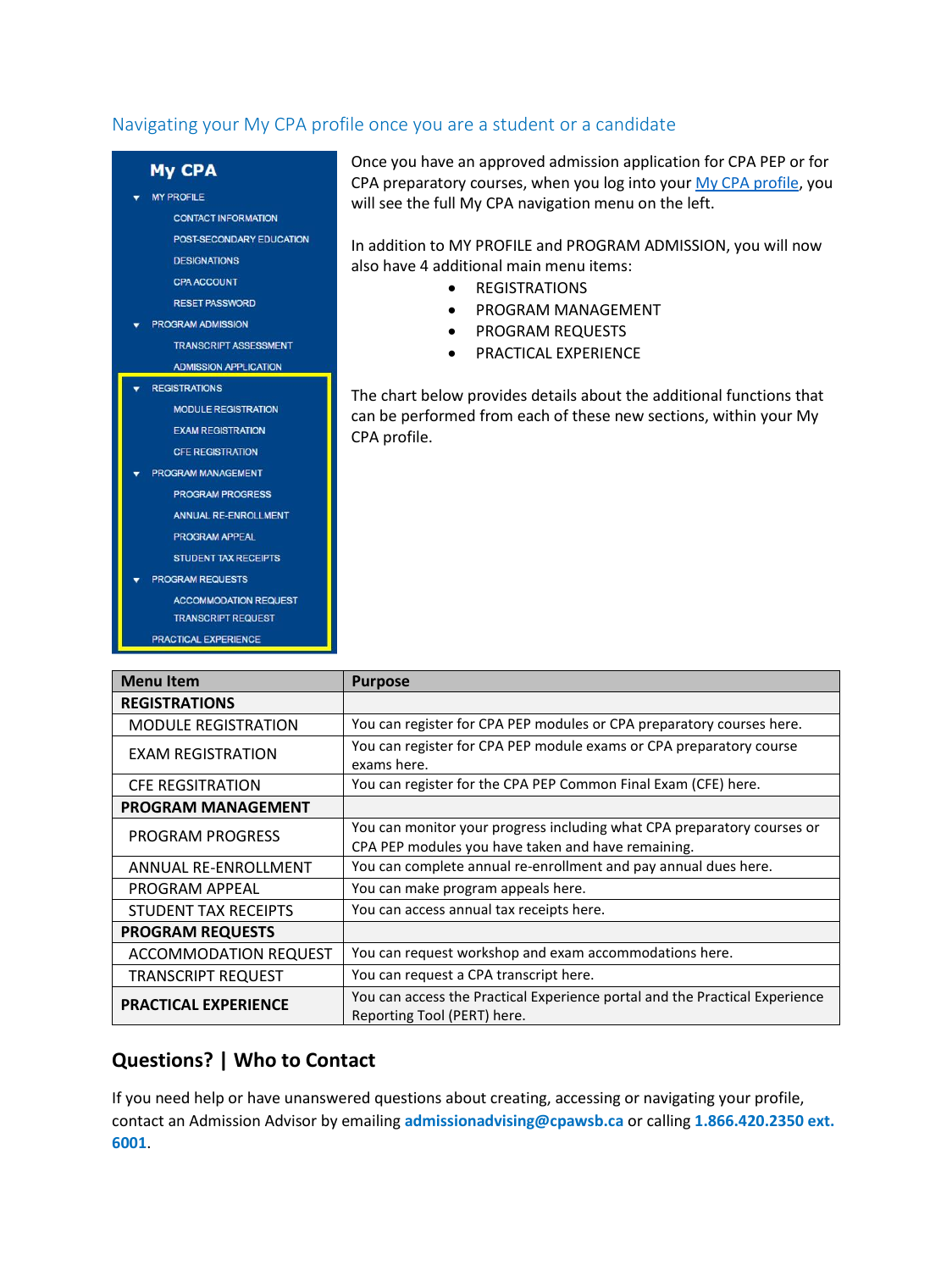## Navigating your My CPA profile once you are a student or a candidate

**My CPA**

- MY PROFILE
  - CONTACT INFORMATION
  - POST-SECONDARY EDUCATION
  - DESIGNATIONS
  - CPA ACCOUNT
  - RESET PASSWORD
- PROGRAM ADMISSION
  - TRANSCRIPT ASSESSMENT
  - ADMISSION APPLICATION
- REGISTRATIONS
  - MODULE REGISTRATION
  - EXAM REGISTRATION
  - CFE REGISTRATION
- PROGRAM MANAGEMENT
  - PROGRAM PROGRESS
  - ANNUAL RE-ENROLLMENT
  - PROGRAM APPEAL
  - STUDENT TAX RECEIPTS
- PROGRAM REQUESTS
  - ACCOMMODATION REQUEST
  - TRANSCRIPT REQUEST
- PRACTICAL EXPERIENCE

Once you have an approved admission application for CPA PEP or for CPA preparatory courses, when you log into your My CPA profile, you will see the full My CPA navigation menu on the left.

In addition to MY PROFILE and PROGRAM ADMISSION, you will now also have 4 additional main menu items:

- REGISTRATIONS
- PROGRAM MANAGEMENT
- PROGRAM REQUESTS
- PRACTICAL EXPERIENCE

The chart below provides details about the additional functions that can be performed from each of these new sections, within your My CPA profile.

| Menu Item | Purpose |
|---|---|
| **REGISTRATIONS** | |
| MODULE REGISTRATION | You can register for CPA PEP modules or CPA preparatory courses here. |
| EXAM REGISTRATION | You can register for CPA PEP module exams or CPA preparatory course exams here. |
| CFE REGSITRATION | You can register for the CPA PEP Common Final Exam (CFE) here. |
| **PROGRAM MANAGEMENT** | |
| PROGRAM PROGRESS | You can monitor your progress including what CPA preparatory courses or CPA PEP modules you have taken and have remaining. |
| ANNUAL RE-ENROLLMENT | You can complete annual re-enrollment and pay annual dues here. |
| PROGRAM APPEAL | You can make program appeals here. |
| STUDENT TAX RECEIPTS | You can access annual tax receipts here. |
| **PROGRAM REQUESTS** | |
| ACCOMMODATION REQUEST | You can request workshop and exam accommodations here. |
| TRANSCRIPT REQUEST | You can request a CPA transcript here. |
| **PRACTICAL EXPERIENCE** | You can access the Practical Experience portal and the Practical Experience Reporting Tool (PERT) here. |

## Questions? | Who to Contact

If you need help or have unanswered questions about creating, accessing or navigating your profile, contact an Admission Advisor by emailing **admissionadvising@cpawsb.ca** or calling **1.866.420.2350 ext. 6001**.